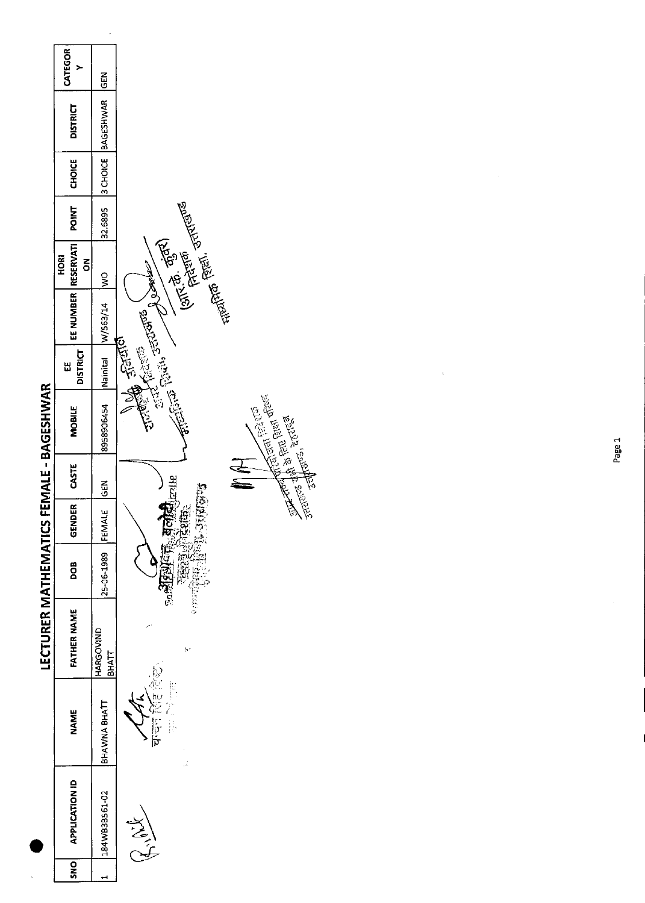# LECTURER MATHEMATICS FEMALE - BAGESHWAR

| SNO | APPLICATION ID | NAME | FATHER NAME | DOB | GENDER | CASTE | MOBILE | EE DISTRICT | EE NUMBER | HORI RESERVATION | POINT | CHOICE | DISTRICT | CATEGORY |
|---|---|---|---|---|---|---|---|---|---|---|---|---|---|---|
| 1 | 184WB3B561-02 | BHAWNA BHATT | HARGOVIND BHATT | 25-06-1989 | FEMALE | GEN | 8958906454 | Nainital | W/563/14 | WO | 32.6895 | 3 CHOICE | BAGESHWAR | GEN |

(आर.के. कुंवर)
निदेशक
माध्यमिक शिक्षा, उत्तराखण्ड

संयुक्त निदेशक
माध्यमिक शिक्षा, उत्तराखण्ड

अपर निदेशक
माध्यमिक शिक्षा, उत्तराखण्ड

अपर सचिव परिषद
उत्तराखण्ड विद्यालयी शिक्षा परिषद
रामनगर, नैनीताल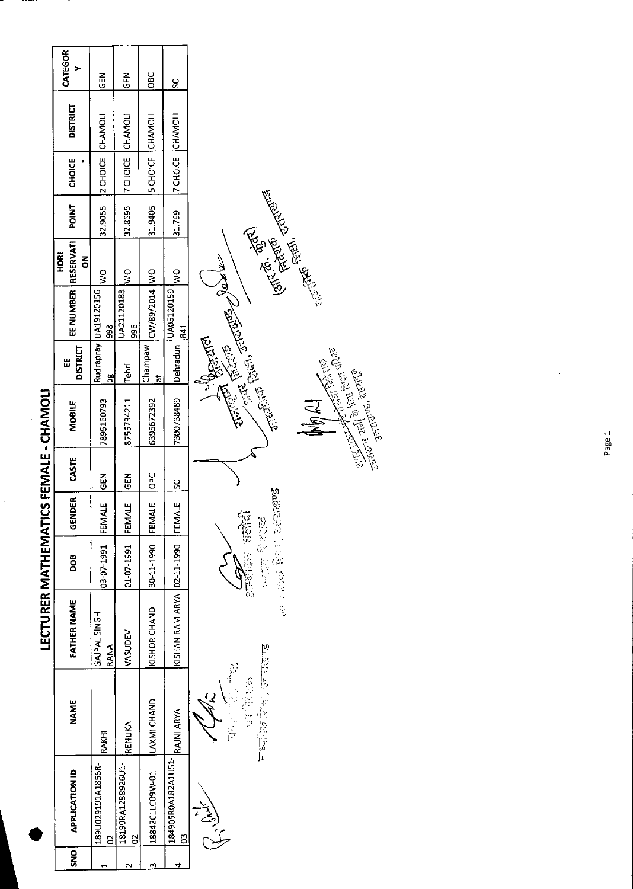# LECTURER MATHEMATICS FEMALE - CHAMOLI

| SNO | APPLICATION ID | NAME | FATHER NAME | DOB | GENDER | CASTE | MOBILE | EE DISTRICT | EE NUMBER | HORI RESERVATION | POINT | CHOICE | DISTRICT | CATEGORY |
|---|---|---|---|---|---|---|---|---|---|---|---|---|---|---|
| 1 | 189U029191A1856R-02 | RAKHI | GAJPAL SINGH RANA | 03-07-1991 | FEMALE | GEN | 7895160793 | Rudraprayag | UA19120156998 | WO | 32.9055 | 2 CHOICE | CHAMOLI | GEN |
| 2 | 18190RA1288926U1-02 | RENUKA | VASUDEV | 01-07-1991 | FEMALE | GEN | 8755734211 | Tehri | UA21120188996 | WO | 32.8695 | 7 CHOICE | CHAMOLI | GEN |
| 3 | 18842C1LC09W-01 | LAXMI CHAND | KISHOR CHAND | 30-11-1990 | FEMALE | OBC | 6395672392 | Champawat | CW/89/2014 | WO | 31.9405 | 5 CHOICE | CHAMOLI | OBC |
| 4 | 184905R0A182A1U51-03 | RAJNI ARYA | KISHAN RAM ARYA | 02-11-1990 | FEMALE | SC | 7300738489 | Dehradun | UA05120159841 | WO | 31.799 | 7 CHOICE | CHAMOLI | SC |

उप निदेशक, माध्यमिक शिक्षा, उत्तराखण्ड

संयुक्त निदेशक, माध्यमिक शिक्षा, उत्तराखण्ड

अपर निदेशक, माध्यमिक शिक्षा, उत्तराखण्ड

अपर राज्य परियोजना निदेशक, समग्र शिक्षा, उत्तराखण्ड, देहरादून

(आर. के. कुंवर) निदेशक, माध्यमिक शिक्षा, उत्तराखण्ड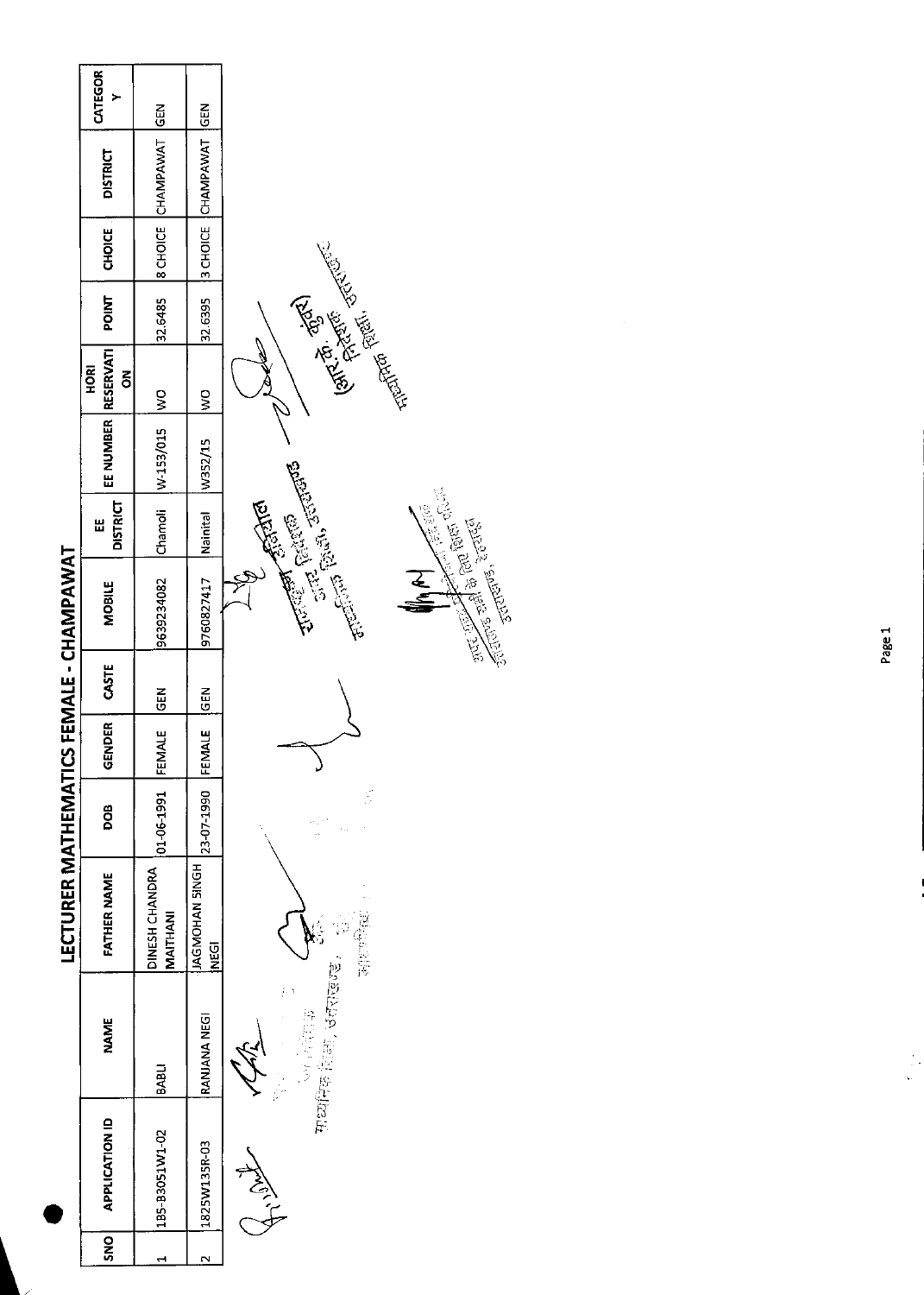# LECTURER MATHEMATICS FEMALE - CHAMPAWAT

| SNO | APPLICATION ID | NAME | FATHER NAME | DOB | GENDER | CASTE | MOBILE | EE DISTRICT | EE NUMBER | HORI RESERVATION | POINT | CHOICE | DISTRICT | CATEGORY |
|---|---|---|---|---|---|---|---|---|---|---|---|---|---|---|
| 1 | 185-83051W1-02 | BABLI | DINESH CHANDRA MAITHANI | 01-06-1991 | FEMALE | GEN | 9639234082 | Chamoli | W-153/015 | WO | 32.6485 | 8 CHOICE | CHAMPAWAT | GEN |
| 2 | 1825W135R-03 | RANJANA NEGI | JAGMOHAN SINGH NEGI | 23-07-1990 | FEMALE | GEN | 9760827417 | Nainital | W352/15 | WO | 32.6395 | 3 CHOICE | CHAMPAWAT | GEN |

माध्यमिक शिक्षा, उत्तराखण्ड

उपसचिव
अपर निदेशक
माध्यमिक शिक्षा, उत्तराखण्ड

अपर सचिव
उत्तराखण्ड शासन

(आर. के. कुंवर)
निदेशक
माध्यमिक शिक्षा, उत्तराखण्ड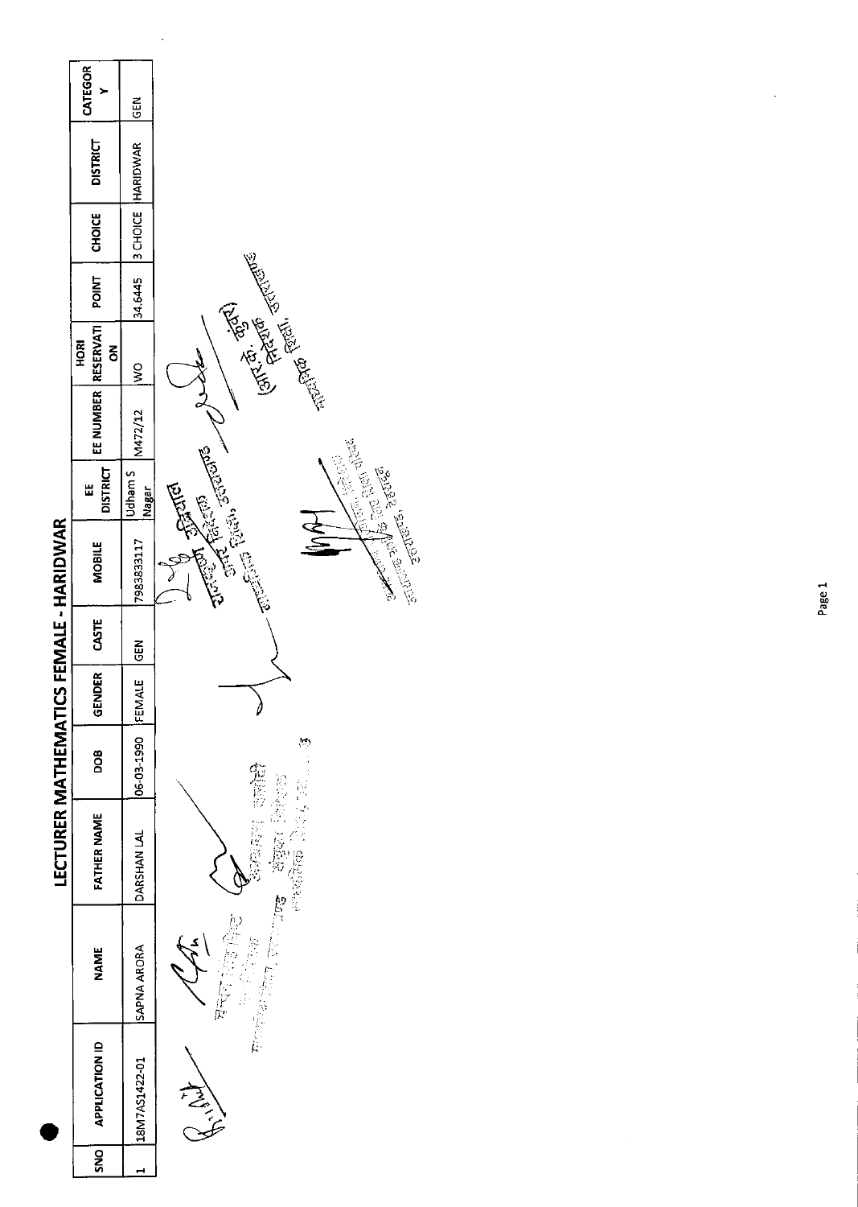# LECTURER MATHEMATICS FEMALE - HARIDWAR

| SNO | APPLICATION ID | NAME | FATHER NAME | DOB | GENDER | CASTE | MOBILE | EE DISTRICT | EE NUMBER | HORI RESERVATI ON | POINT | CHOICE | DISTRICT | CATEGOR Y |
|---|---|---|---|---|---|---|---|---|---|---|---|---|---|---|
| 1 | 18M7AS1422-01 | SAPNA ARORA | DARSHAN LAL | 06-03-1990 | FEMALE | GEN | 7983833117 | Udham S Nagar | M472/12 | WO | 34.6445 | 3 CHOICE | HARIDWAR | GEN |

(आर० के० कुंवर)
निदेशक
माध्यमिक शिक्षा, उत्तराखण्ड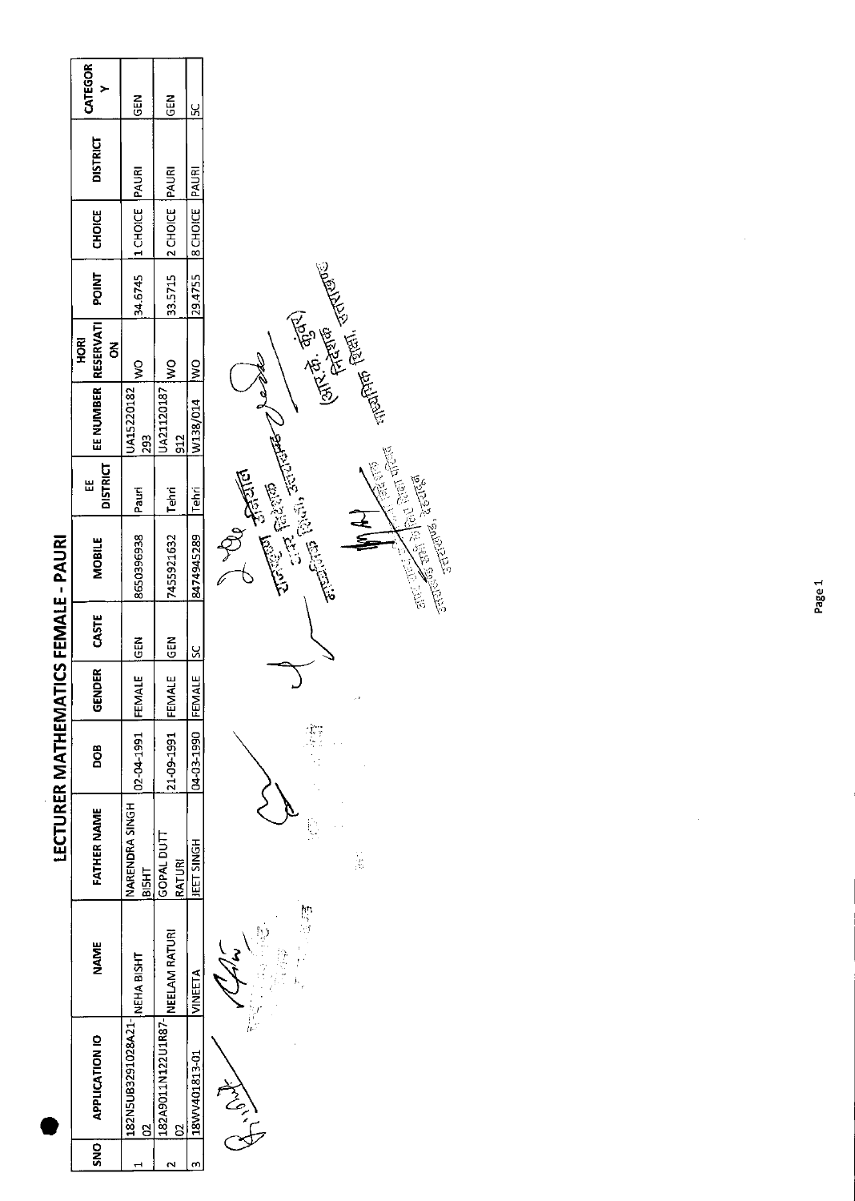# LECTURER MATHEMATICS FEMALE - PAURI

| SNO | APPLICATION ID | NAME | FATHER NAME | DOB | GENDER | CASTE | MOBILE | EE DISTRICT | EE NUMBER | HORI RESERVATION | POINT | CHOICE | DISTRICT | CATEGORY |
|---|---|---|---|---|---|---|---|---|---|---|---|---|---|---|
| 1 | 182N5UB3291028A21-02 | NEHA BISHT | NARENDRA SINGH BISHT | 02-04-1991 | FEMALE | GEN | 8650396938 | Pauri | UA15220182 293 | WO | 34.6745 | 1 CHOICE | PAURI | GEN |
| 2 | 182A9011N122U1R87-02 | NEELAM RATURI | GOPAL DUTT RATURI | 21-09-1991 | FEMALE | GEN | 7455921632 | Tehri | UA21120187 912 | WO | 33.5715 | 2 CHOICE | PAURI | GEN |
| 3 | 18WV401813-01 | VINEETA | JEET SINGH | 04-03-1990 | FEMALE | SC | 8474945289 | Tehri | W138/014 | WO | 29.4755 | 8 CHOICE | PAURI | SC |

(आर.के. कुंवर)
निदेशक
माध्यमिक शिक्षा, उत्तराखण्ड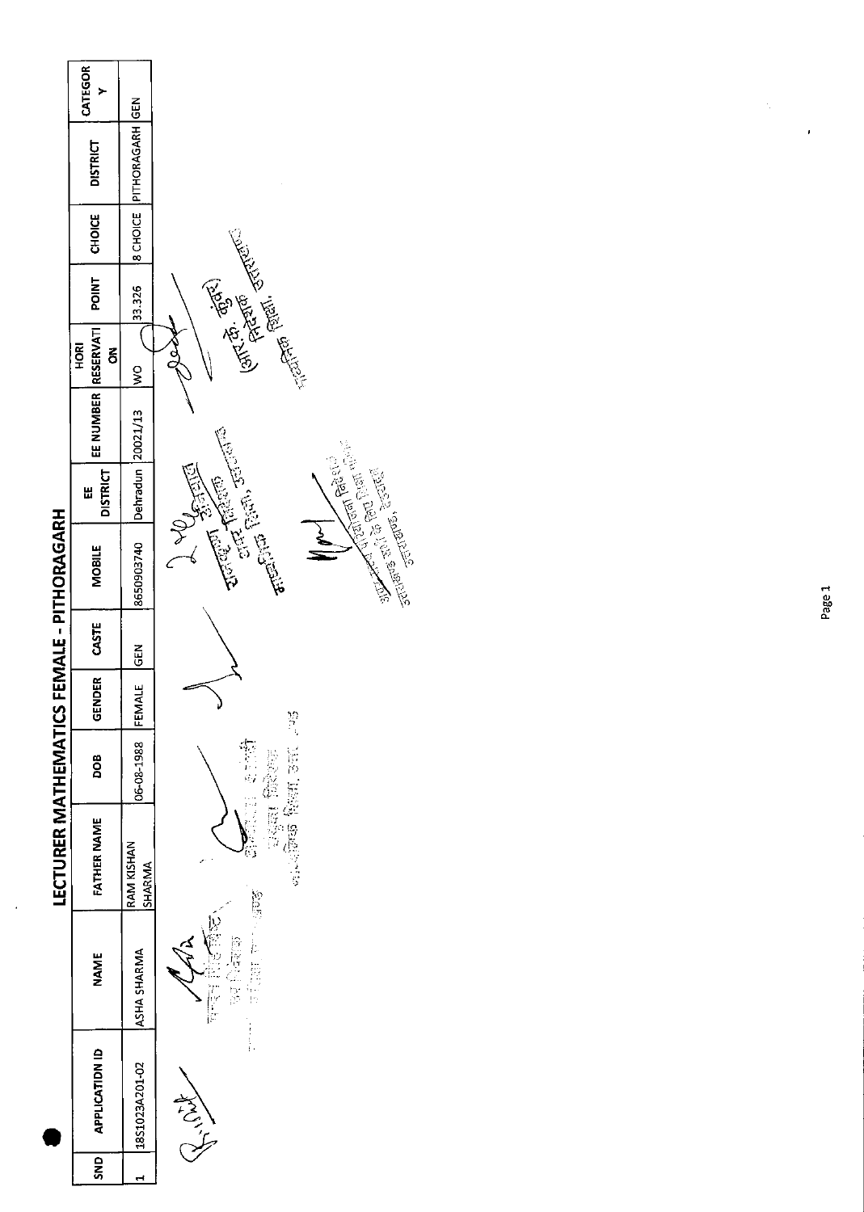# LECTURER MATHEMATICS FEMALE - PITHORAGARH

| SNO | APPLICATION ID | NAME | FATHER NAME | DOB | GENDER | CASTE | MOBILE | EE DISTRICT | EE NUMBER | HORI RESERVATI ON | POINT | CHOICE | DISTRICT | CATEGOR Y |
|---|---|---|---|---|---|---|---|---|---|---|---|---|---|---|
| 1 | 18S1023A201-02 | ASHA SHARMA | RAM KISHAN SHARMA | 06-08-1988 | FEMALE | GEN | 8650903740 | Dehradun | 20021/13 | WO | 33.326 | 8 CHOICE | PITHORAGARH | GEN |

(आर. के. कुंवर)
निदेशक
माध्यमिक शिक्षा, उत्तराखण्ड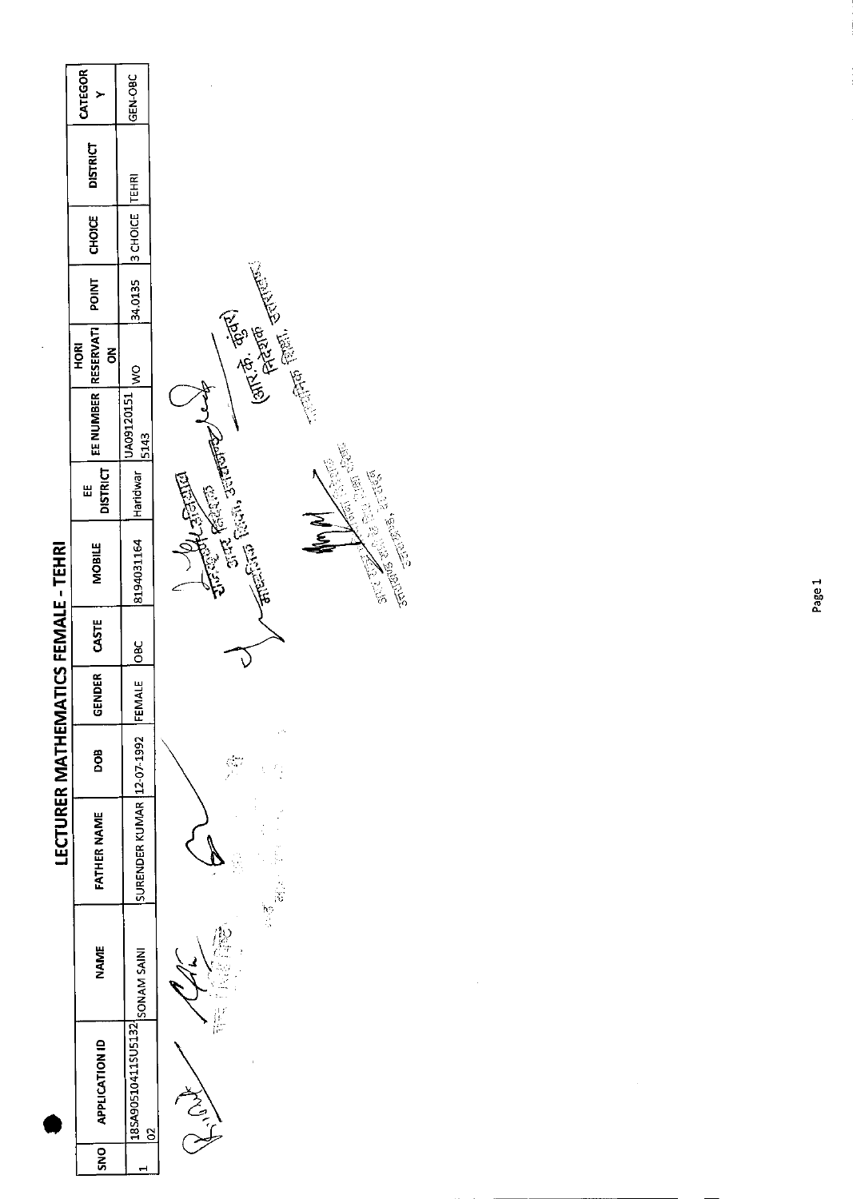# LECTURER MATHEMATICS FEMALE - TEHRI

| SNO | APPLICATION ID | NAME | FATHER NAME | DOB | GENDER | CASTE | MOBILE | EE DISTRICT | EE NUMBER | HORI RESERVATION | POINT | CHOICE | DISTRICT | CATEGORY |
|---|---|---|---|---|---|---|---|---|---|---|---|---|---|---|
| 1 | 18SA90510411SU513202 | SONAM SAINI | SURENDER KUMAR | 12-07-1992 | FEMALE | OBC | 8194031164 | Haridwar | UA091201515143 | WO | 34.0135 | 3 CHOICE | TEHRI | GEN-OBC |

(आर.के. कुंवर)
निदेशक
माध्यमिक शिक्षा, उत्तराखण्ड